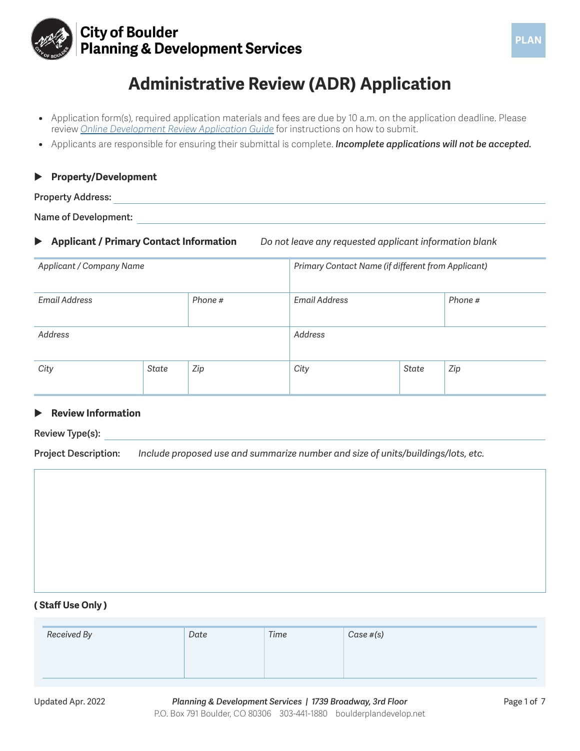City of Boulder
Planning & Development Services

PLAN

# Administrative Review (ADR) Application

- Application form(s), required application materials and fees are due by 10 a.m. on the application deadline. Please review [Online Development Review Application Guide] for instructions on how to submit.
- Applicants are responsible for ensuring their submittal is complete. ***Incomplete applications will not be accepted.***

## Property/Development

**Property Address:** ______________________________

**Name of Development:** ______________________________

## Applicant / Primary Contact Information

*Do not leave any requested applicant information blank*

| *Applicant / Company Name* | | | *Primary Contact Name (if different from Applicant)* | | |
|---|---|---|---|---|---|
| *Email Address* | | *Phone #* | *Email Address* | | *Phone #* |
| *Address* | | | *Address* | | |
| *City* | *State* | *Zip* | *City* | *State* | *Zip* |

## Review Information

**Review Type(s):** ______________________________

**Project Description:** *Include proposed use and summarize number and size of units/buildings/lots, etc.*

&nbsp;

**( Staff Use Only )**

| *Received By* | *Date* | *Time* | *Case #(s)* |
|---|---|---|---|
| | | | |

Updated Apr. 2022

*Planning & Development Services | 1739 Broadway, 3rd Floor*
P.O. Box 791 Boulder, CO 80306 303-441-1880 boulderplandevelop.net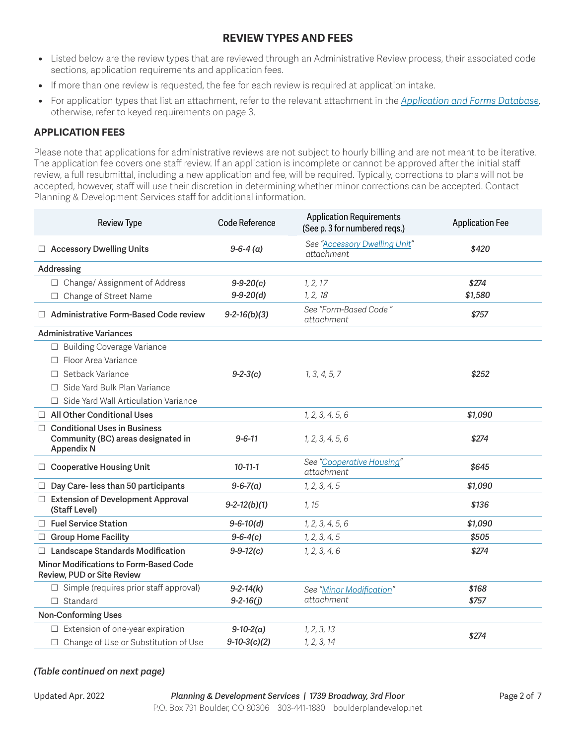## REVIEW TYPES AND FEES

- Listed below are the review types that are reviewed through an Administrative Review process, their associated code sections, application requirements and application fees.
- If more than one review is requested, the fee for each review is required at application intake.
- For application types that list an attachment, refer to the relevant attachment in the *Application and Forms Database*, otherwise, refer to keyed requirements on page 3.

### APPLICATION FEES

Please note that applications for administrative reviews are not subject to hourly billing and are not meant to be iterative. The application fee covers one staff review. If an application is incomplete or cannot be approved after the initial staff review, a full resubmittal, including a new application and fee, will be required. Typically, corrections to plans will not be accepted, however, staff will use their discretion in determining whether minor corrections can be accepted. Contact Planning & Development Services staff for additional information.

| Review Type | Code Reference | Application Requirements (See p. 3 for numbered reqs.) | Application Fee |
|---|---|---|---|
| ☐ **Accessory Dwelling Units** | *9-6-4 (a)* | *See "Accessory Dwelling Unit" attachment* | ***$420*** |
| **Addressing** | | | |
| ☐ Change/ Assignment of Address | ***9-9-20(c)*** | *1, 2, 17* | ***$274*** |
| ☐ Change of Street Name | ***9-9-20(d)*** | *1, 2, 18* | ***$1,580*** |
| ☐ **Administrative Form-Based Code review** | ***9-2-16(b)(3)*** | *See "Form-Based Code" attachment* | ***$757*** |
| **Administrative Variances** | | | |
| ☐ Building Coverage Variance<br>☐ Floor Area Variance<br>☐ Setback Variance<br>☐ Side Yard Bulk Plan Variance<br>☐ Side Yard Wall Articulation Variance | ***9-2-3(c)*** | *1, 3, 4, 5, 7* | ***$252*** |
| ☐ **All Other Conditional Uses** | | *1, 2, 3, 4, 5, 6* | ***$1,090*** |
| ☐ **Conditional Uses in Business Community (BC) areas designated in Appendix N** | ***9-6-11*** | *1, 2, 3, 4, 5, 6* | ***$274*** |
| ☐ **Cooperative Housing Unit** | ***10-11-1*** | *See "Cooperative Housing" attachment* | ***$645*** |
| ☐ **Day Care- less than 50 participants** | ***9-6-7(a)*** | *1, 2, 3, 4, 5* | ***$1,090*** |
| ☐ **Extension of Development Approval (Staff Level)** | ***9-2-12(b)(1)*** | *1, 15* | ***$136*** |
| ☐ **Fuel Service Station** | ***9-6-10(d)*** | *1, 2, 3, 4, 5, 6* | ***$1,090*** |
| ☐ **Group Home Facility** | ***9-6-4(c)*** | *1, 2, 3, 4, 5* | ***$505*** |
| ☐ **Landscape Standards Modification** | ***9-9-12(c)*** | *1, 2, 3, 4, 6* | ***$274*** |
| **Minor Modifications to Form-Based Code Review, PUD or Site Review** | | | |
| ☐ Simple (requires prior staff approval) | ***9-2-14(k)*** | *See "Minor Modification" attachment* | ***$168*** |
| ☐ Standard | ***9-2-16(j)*** | | ***$757*** |
| **Non-Conforming Uses** | | | |
| ☐ Extension of one-year expiration | ***9-10-2(a)*** | *1, 2, 3, 13* | ***$274*** |
| ☐ Change of Use or Substitution of Use | ***9-10-3(c)(2)*** | *1, 2, 3, 14* | |

***(Table continued on next page)***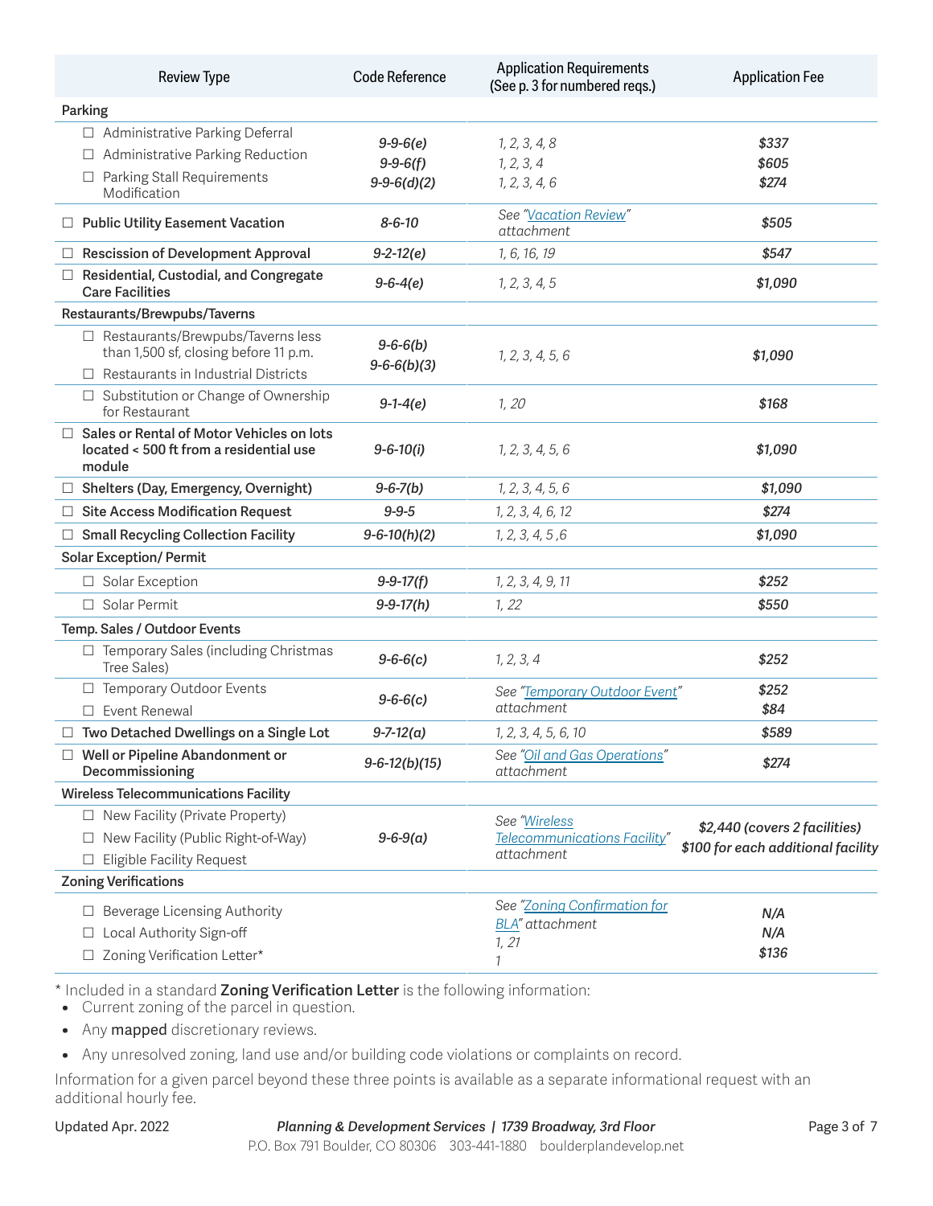| Review Type | Code Reference | Application Requirements (See p. 3 for numbered reqs.) | Application Fee |
|---|---|---|---|
| **Parking** | | | |
| ☐ Administrative Parking Deferral | *9-9-6(e)* | *1, 2, 3, 4, 8* | *$337* |
| ☐ Administrative Parking Reduction | *9-9-6(f)* | *1, 2, 3, 4* | *$605* |
| ☐ Parking Stall Requirements Modification | *9-9-6(d)(2)* | *1, 2, 3, 4, 6* | *$274* |
| ☐ **Public Utility Easement Vacation** | *8-6-10* | *See "Vacation Review" attachment* | *$505* |
| ☐ **Rescission of Development Approval** | *9-2-12(e)* | *1, 6, 16, 19* | *$547* |
| ☐ **Residential, Custodial, and Congregate Care Facilities** | *9-6-4(e)* | *1, 2, 3, 4, 5* | *$1,090* |
| **Restaurants/Brewpubs/Taverns** | | | |
| ☐ Restaurants/Brewpubs/Taverns less than 1,500 sf, closing before 11 p.m.<br>☐ Restaurants in Industrial Districts | *9-6-6(b)*<br>*9-6-6(b)(3)* | *1, 2, 3, 4, 5, 6* | *$1,090* |
| ☐ Substitution or Change of Ownership for Restaurant | *9-1-4(e)* | *1, 20* | *$168* |
| ☐ **Sales or Rental of Motor Vehicles on lots located < 500 ft from a residential use module** | *9-6-10(i)* | *1, 2, 3, 4, 5, 6* | *$1,090* |
| ☐ **Shelters (Day, Emergency, Overnight)** | *9-6-7(b)* | *1, 2, 3, 4, 5, 6* | *$1,090* |
| ☐ **Site Access Modification Request** | *9-9-5* | *1, 2, 3, 4, 6, 12* | *$274* |
| ☐ **Small Recycling Collection Facility** | *9-6-10(h)(2)* | *1, 2, 3, 4, 5 ,6* | *$1,090* |
| **Solar Exception/ Permit** | | | |
| ☐ Solar Exception | *9-9-17(f)* | *1, 2, 3, 4, 9, 11* | *$252* |
| ☐ Solar Permit | *9-9-17(h)* | *1, 22* | *$550* |
| **Temp. Sales / Outdoor Events** | | | |
| ☐ Temporary Sales (including Christmas Tree Sales) | *9-6-6(c)* | *1, 2, 3, 4* | *$252* |
| ☐ Temporary Outdoor Events<br>☐ Event Renewal | *9-6-6(c)* | *See "Temporary Outdoor Event" attachment* | *$252*<br>*$84* |
| ☐ **Two Detached Dwellings on a Single Lot** | *9-7-12(a)* | *1, 2, 3, 4, 5, 6, 10* | *$589* |
| ☐ **Well or Pipeline Abandonment or Decommissioning** | *9-6-12(b)(15)* | *See "Oil and Gas Operations" attachment* | *$274* |
| **Wireless Telecommunications Facility** | | | |
| ☐ New Facility (Private Property)<br>☐ New Facility (Public Right-of-Way)<br>☐ Eligible Facility Request | *9-6-9(a)* | *See "Wireless Telecommunications Facility" attachment* | *$2,440 (covers 2 facilities)*<br>*$100 for each additional facility* |
| **Zoning Verifications** | | | |
| ☐ Beverage Licensing Authority<br>☐ Local Authority Sign-off<br>☐ Zoning Verification Letter* | | *See "Zoning Confirmation for BLA" attachment*<br>*1, 21*<br>*1* | *N/A*<br>*N/A*<br>*$136* |

\* Included in a standard **Zoning Verification Letter** is the following information:

- Current zoning of the parcel in question.
- Any **mapped** discretionary reviews.
- Any unresolved zoning, land use and/or building code violations or complaints on record.

Information for a given parcel beyond these three points is available as a separate informational request with an additional hourly fee.

Updated Apr. 2022 *Planning & Development Services | 1739 Broadway, 3rd Floor*
P.O. Box 791 Boulder, CO 80306 303-441-1880 boulderplandevelop.net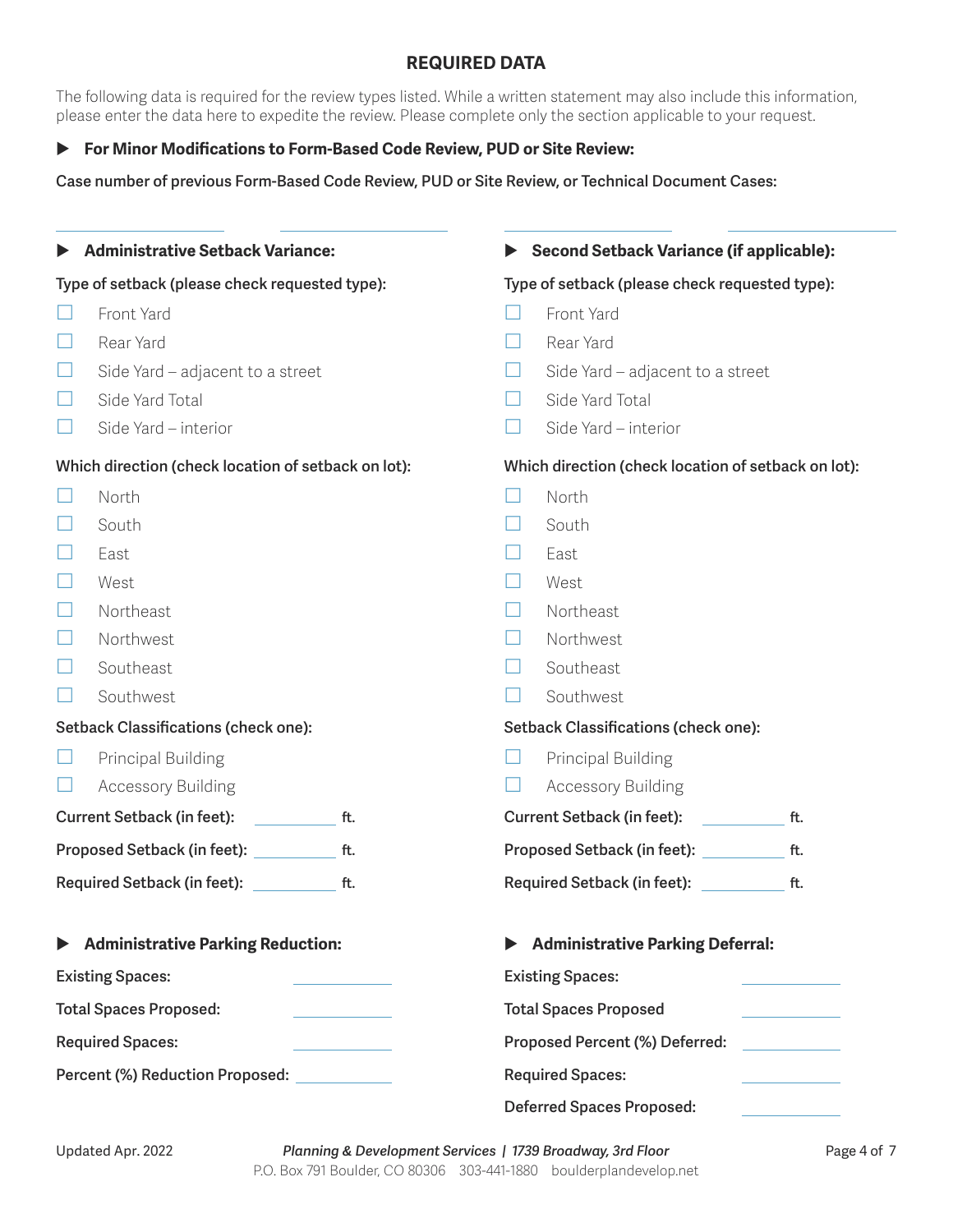## REQUIRED DATA

The following data is required for the review types listed. While a written statement may also include this information, please enter the data here to expedite the review. Please complete only the section applicable to your request.

### ▶ For Minor Modifications to Form-Based Code Review, PUD or Site Review:

**Case number of previous Form-Based Code Review, PUD or Site Review, or Technical Document Cases:**

____________________ ____________________ ____________________ ____________________

### ▶ Administrative Setback Variance:

**Type of setback (please check requested type):**

- ☐ Front Yard
- ☐ Rear Yard
- ☐ Side Yard – adjacent to a street
- ☐ Side Yard Total
- ☐ Side Yard – interior

**Which direction (check location of setback on lot):**

- ☐ North
- ☐ South
- ☐ East
- ☐ West
- ☐ Northeast
- ☐ Northwest
- ☐ Southeast
- ☐ Southwest

**Setback Classifications (check one):**

- ☐ Principal Building
- ☐ Accessory Building

**Current Setback (in feet):** __________ ft.

**Proposed Setback (in feet):** __________ ft.

**Required Setback (in feet):** __________ ft.

### ▶ Second Setback Variance (if applicable):

**Type of setback (please check requested type):**

- ☐ Front Yard
- ☐ Rear Yard
- ☐ Side Yard – adjacent to a street
- ☐ Side Yard Total
- ☐ Side Yard – interior

**Which direction (check location of setback on lot):**

- ☐ North
- ☐ South
- ☐ East
- ☐ West
- ☐ Northeast
- ☐ Northwest
- ☐ Southeast
- ☐ Southwest

**Setback Classifications (check one):**

- ☐ Principal Building
- ☐ Accessory Building

**Current Setback (in feet):** __________ ft.

**Proposed Setback (in feet):** __________ ft.

**Required Setback (in feet):** __________ ft.

### ▶ Administrative Parking Reduction:

**Existing Spaces:** __________

**Total Spaces Proposed:** __________

**Required Spaces:** __________

**Percent (%) Reduction Proposed:** __________

### ▶ Administrative Parking Deferral:

**Existing Spaces:** __________

**Total Spaces Proposed** __________

**Proposed Percent (%) Deferred:** __________

**Required Spaces:** __________

**Deferred Spaces Proposed:** __________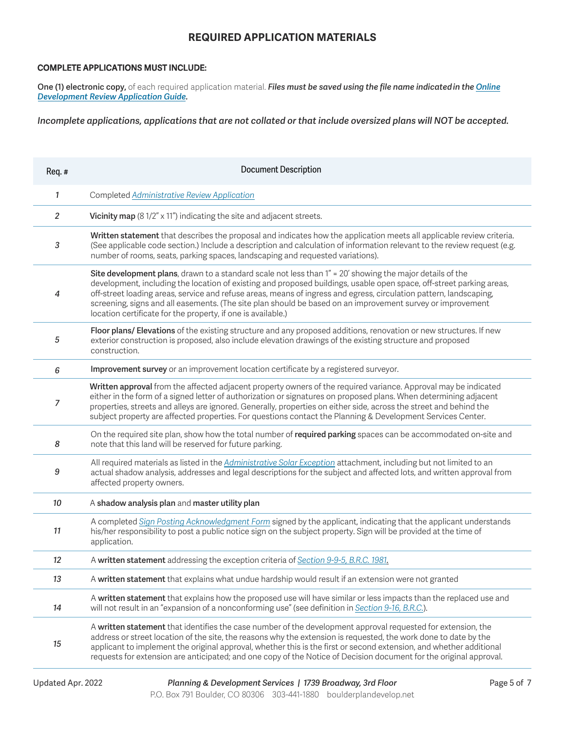## REQUIRED APPLICATION MATERIALS

**COMPLETE APPLICATIONS MUST INCLUDE:**

**One (1) electronic copy,** of each required application material. ***Files must be saved using the file name indicated in the Online Development Review Application Guide.***

***Incomplete applications, applications that are not collated or that include oversized plans will NOT be accepted.***

| Req. # | Document Description |
|---|---|
| *1* | Completed *Administrative Review Application* |
| *2* | **Vicinity map** (8 1/2" x 11") indicating the site and adjacent streets. |
| *3* | **Written statement** that describes the proposal and indicates how the application meets all applicable review criteria. (See applicable code section.) Include a description and calculation of information relevant to the review request (e.g. number of rooms, seats, parking spaces, landscaping and requested variations). |
| *4* | **Site development plans**, drawn to a standard scale not less than 1" = 20' showing the major details of the development, including the location of existing and proposed buildings, usable open space, off-street parking areas, off-street loading areas, service and refuse areas, means of ingress and egress, circulation pattern, landscaping, screening, signs and all easements. (The site plan should be based on an improvement survey or improvement location certificate for the property, if one is available.) |
| *5* | **Floor plans/ Elevations** of the existing structure and any proposed additions, renovation or new structures. If new exterior construction is proposed, also include elevation drawings of the existing structure and proposed construction. |
| *6* | **Improvement survey** or an improvement location certificate by a registered surveyor. |
| *7* | **Written approval** from the affected adjacent property owners of the required variance. Approval may be indicated either in the form of a signed letter of authorization or signatures on proposed plans. When determining adjacent properties, streets and alleys are ignored. Generally, properties on either side, across the street and behind the subject property are affected properties. For questions contact the Planning & Development Services Center. |
| *8* | On the required site plan, show how the total number of **required parking** spaces can be accommodated on-site and note that this land will be reserved for future parking. |
| *9* | All required materials as listed in the *Administrative Solar Exception* attachment, including but not limited to an actual shadow analysis, addresses and legal descriptions for the subject and affected lots, and written approval from affected property owners. |
| *10* | A **shadow analysis plan** and **master utility plan** |
| *11* | A completed *Sign Posting Acknowledgment Form* signed by the applicant, indicating that the applicant understands his/her responsibility to post a public notice sign on the subject property. Sign will be provided at the time of application. |
| *12* | A **written statement** addressing the exception criteria of *Section 9-9-5, B.R.C. 1981*. |
| *13* | A **written statement** that explains what undue hardship would result if an extension were not granted |
| *14* | A **written statement** that explains how the proposed use will have similar or less impacts than the replaced use and will not result in an "expansion of a nonconforming use" (see definition in *Section 9-16, B.R.C.*). |
| *15* | A **written statement** that identifies the case number of the development approval requested for extension, the address or street location of the site, the reasons why the extension is requested, the work done to date by the applicant to implement the original approval, whether this is the first or second extension, and whether additional requests for extension are anticipated; and one copy of the Notice of Decision document for the original approval. |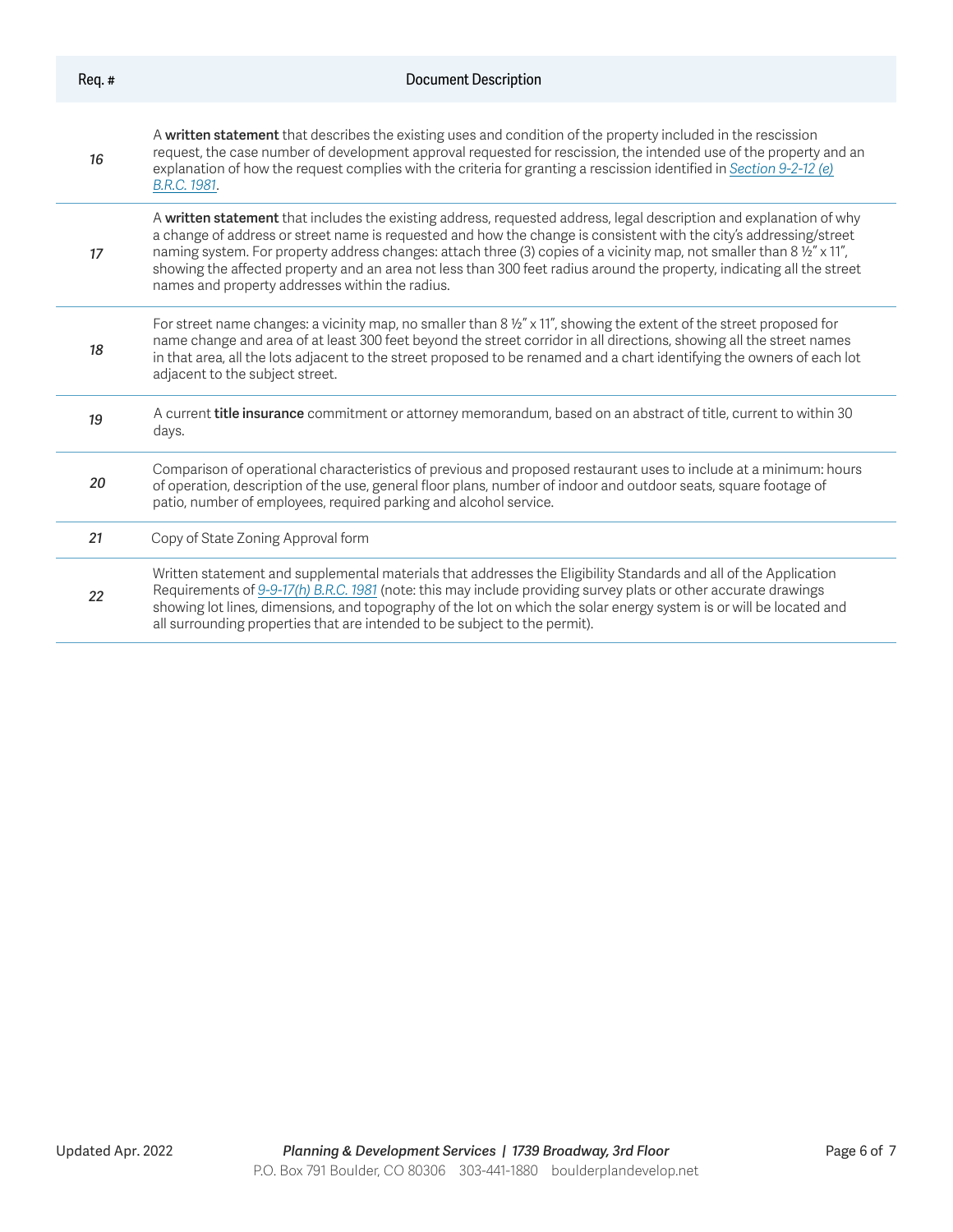| Req. # | Document Description |
| --- | --- |
| *16* | A **written statement** that describes the existing uses and condition of the property included in the rescission request, the case number of development approval requested for rescission, the intended use of the property and an explanation of how the request complies with the criteria for granting a rescission identified in *Section 9-2-12 (e) B.R.C. 1981*. |
| *17* | A **written statement** that includes the existing address, requested address, legal description and explanation of why a change of address or street name is requested and how the change is consistent with the city's addressing/street naming system. For property address changes: attach three (3) copies of a vicinity map, not smaller than 8 ½" x 11", showing the affected property and an area not less than 300 feet radius around the property, indicating all the street names and property addresses within the radius. |
| *18* | For street name changes: a vicinity map, no smaller than 8 ½" x 11", showing the extent of the street proposed for name change and area of at least 300 feet beyond the street corridor in all directions, showing all the street names in that area, all the lots adjacent to the street proposed to be renamed and a chart identifying the owners of each lot adjacent to the subject street. |
| *19* | A current **title insurance** commitment or attorney memorandum, based on an abstract of title, current to within 30 days. |
| *20* | Comparison of operational characteristics of previous and proposed restaurant uses to include at a minimum: hours of operation, description of the use, general floor plans, number of indoor and outdoor seats, square footage of patio, number of employees, required parking and alcohol service. |
| *21* | Copy of State Zoning Approval form |
| *22* | Written statement and supplemental materials that addresses the Eligibility Standards and all of the Application Requirements of *9-9-17(h) B.R.C. 1981* (note: this may include providing survey plats or other accurate drawings showing lot lines, dimensions, and topography of the lot on which the solar energy system is or will be located and all surrounding properties that are intended to be subject to the permit). |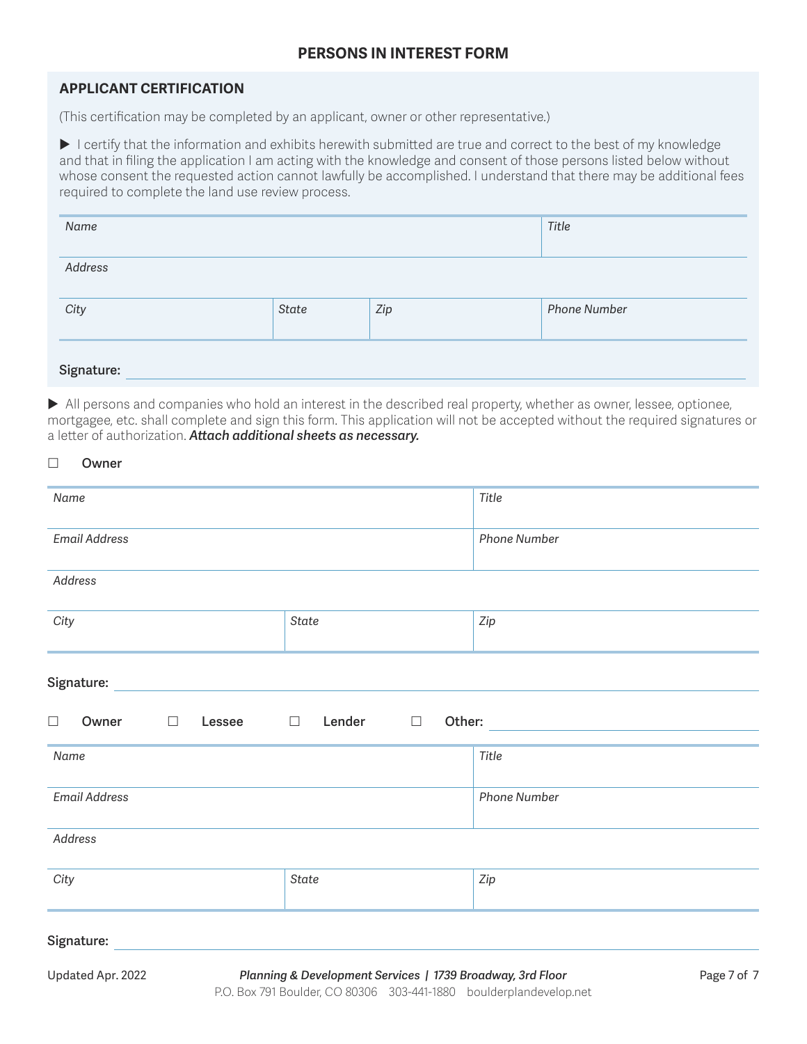# PERSONS IN INTEREST FORM

## APPLICANT CERTIFICATION

(This certification may be completed by an applicant, owner or other representative.)

▶ I certify that the information and exhibits herewith submitted are true and correct to the best of my knowledge and that in filing the application I am acting with the knowledge and consent of those persons listed below without whose consent the requested action cannot lawfully be accomplished. I understand that there may be additional fees required to complete the land use review process.

| | | | |
|---|---|---|---|
| *Name* | | | *Title* |
| *Address* | | | |
| *City* | *State* | *Zip* | *Phone Number* |

**Signature:** ______________________________

▶ All persons and companies who hold an interest in the described real property, whether as owner, lessee, optionee, mortgagee, etc. shall complete and sign this form. This application will not be accepted without the required signatures or a letter of authorization. ***Attach additional sheets as necessary.***

☐ Owner

| | | |
|---|---|---|
| *Name* | | *Title* |
| *Email Address* | | *Phone Number* |
| *Address* | | |
| *City* | *State* | *Zip* |

**Signature:** ______________________________

☐ Owner ☐ Lessee ☐ Lender ☐ Other: ______________________________

| | | |
|---|---|---|
| *Name* | | *Title* |
| *Email Address* | | *Phone Number* |
| *Address* | | |
| *City* | *State* | *Zip* |

**Signature:** ______________________________

Updated Apr. 2022

*Planning & Development Services | 1739 Broadway, 3rd Floor*
P.O. Box 791 Boulder, CO 80306 303-441-1880 boulderplandevelop.net